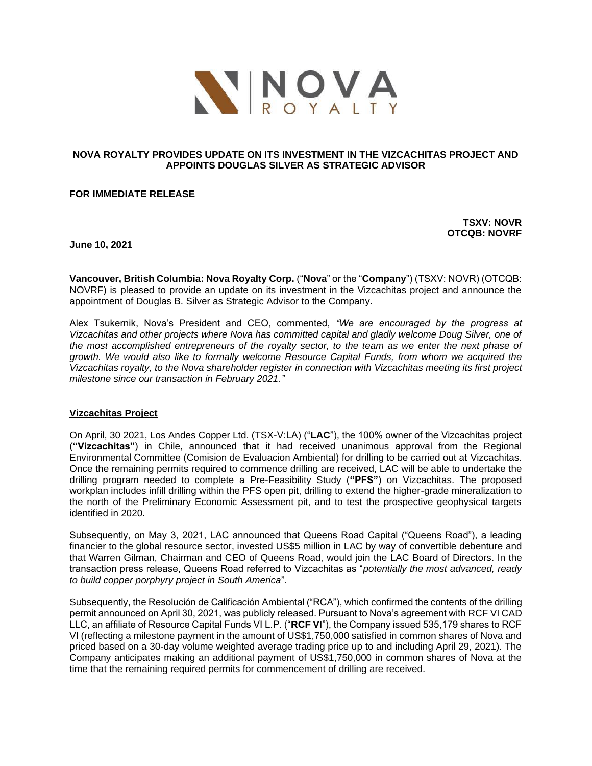# NOVA ROYALTY PROVIDES UPDATE ON ITS INVESTMENT IN THE VIZCACHITAS PROJECT AND APPOINTS DOUGLAS SILVER AS STRATEGIC ADVISOR

**FOR IMMEDIATE RELEASE**

**TSXV: NOVR**
**OTCQB: NOVRF**

**June 10, 2021**

**Vancouver, British Columbia: Nova Royalty Corp.** ("**Nova**" or the "**Company**") (TSXV: NOVR) (OTCQB: NOVRF) is pleased to provide an update on its investment in the Vizcachitas project and announce the appointment of Douglas B. Silver as Strategic Advisor to the Company.

Alex Tsukernik, Nova's President and CEO, commented, *"We are encouraged by the progress at Vizcachitas and other projects where Nova has committed capital and gladly welcome Doug Silver, one of the most accomplished entrepreneurs of the royalty sector, to the team as we enter the next phase of growth. We would also like to formally welcome Resource Capital Funds, from whom we acquired the Vizcachitas royalty, to the Nova shareholder register in connection with Vizcachitas meeting its first project milestone since our transaction in February 2021."*

## Vizcachitas Project

On April, 30 2021, Los Andes Copper Ltd. (TSX-V:LA) ("**LAC**"), the 100% owner of the Vizcachitas project (**"Vizcachitas"**) in Chile, announced that it had received unanimous approval from the Regional Environmental Committee (Comision de Evaluacion Ambiental) for drilling to be carried out at Vizcachitas. Once the remaining permits required to commence drilling are received, LAC will be able to undertake the drilling program needed to complete a Pre-Feasibility Study (**"PFS"**) on Vizcachitas. The proposed workplan includes infill drilling within the PFS open pit, drilling to extend the higher-grade mineralization to the north of the Preliminary Economic Assessment pit, and to test the prospective geophysical targets identified in 2020.

Subsequently, on May 3, 2021, LAC announced that Queens Road Capital ("Queens Road"), a leading financier to the global resource sector, invested US$5 million in LAC by way of convertible debenture and that Warren Gilman, Chairman and CEO of Queens Road, would join the LAC Board of Directors. In the transaction press release, Queens Road referred to Vizcachitas as "*potentially the most advanced, ready to build copper porphyry project in South America*".

Subsequently, the Resolución de Calificación Ambiental ("RCA"), which confirmed the contents of the drilling permit announced on April 30, 2021, was publicly released. Pursuant to Nova's agreement with RCF VI CAD LLC, an affiliate of Resource Capital Funds VI L.P. ("**RCF VI**"), the Company issued 535,179 shares to RCF VI (reflecting a milestone payment in the amount of US$1,750,000 satisfied in common shares of Nova and priced based on a 30-day volume weighted average trading price up to and including April 29, 2021). The Company anticipates making an additional payment of US$1,750,000 in common shares of Nova at the time that the remaining required permits for commencement of drilling are received.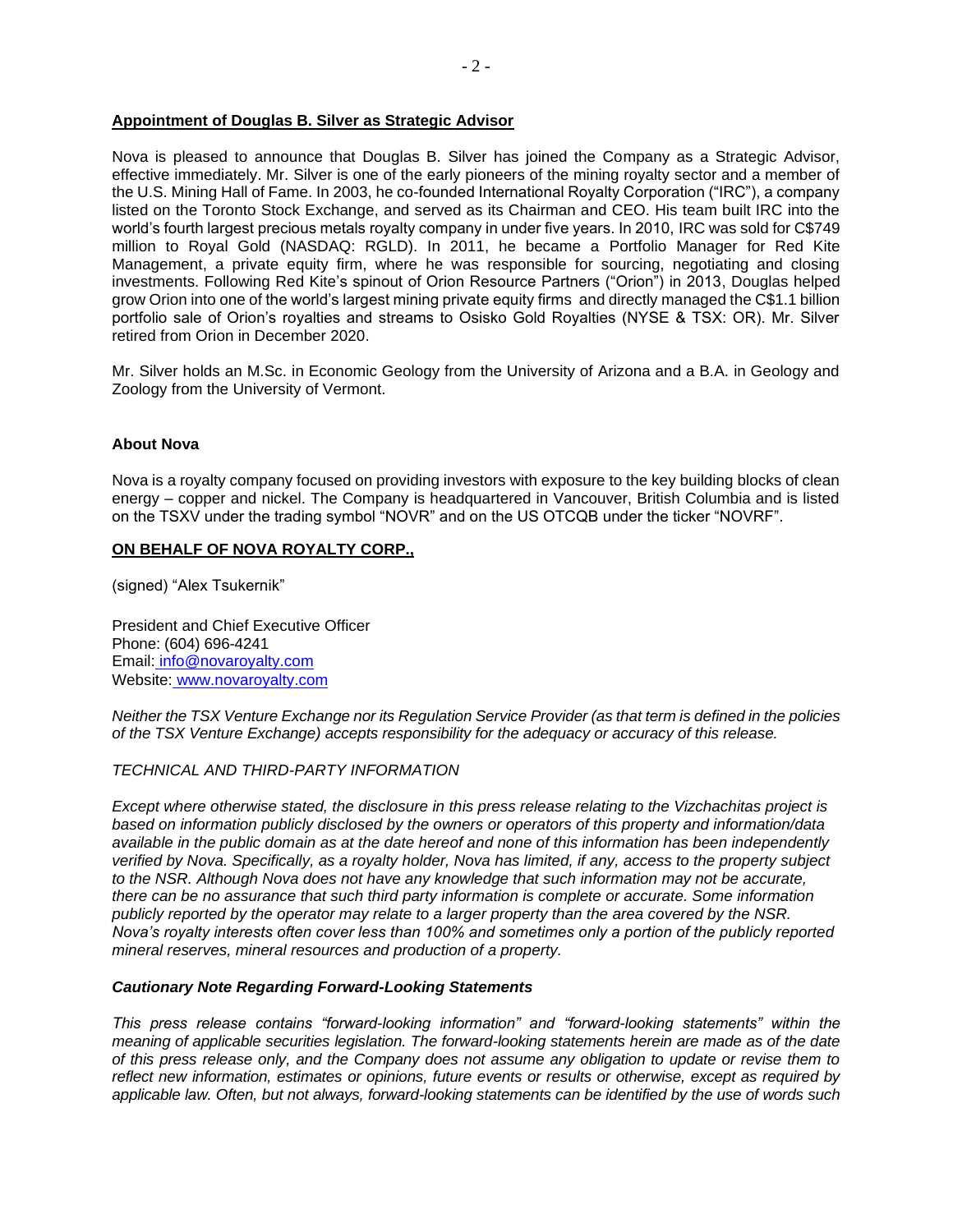## **Appointment of Douglas B. Silver as Strategic Advisor**

Nova is pleased to announce that Douglas B. Silver has joined the Company as a Strategic Advisor, effective immediately. Mr. Silver is one of the early pioneers of the mining royalty sector and a member of the U.S. Mining Hall of Fame. In 2003, he co-founded International Royalty Corporation ("IRC"), a company listed on the Toronto Stock Exchange, and served as its Chairman and CEO. His team built IRC into the world's fourth largest precious metals royalty company in under five years. In 2010, IRC was sold for C$749 million to Royal Gold (NASDAQ: RGLD). In 2011, he became a Portfolio Manager for Red Kite Management, a private equity firm, where he was responsible for sourcing, negotiating and closing investments. Following Red Kite's spinout of Orion Resource Partners ("Orion") in 2013, Douglas helped grow Orion into one of the world's largest mining private equity firms and directly managed the C$1.1 billion portfolio sale of Orion's royalties and streams to Osisko Gold Royalties (NYSE & TSX: OR). Mr. Silver retired from Orion in December 2020.

Mr. Silver holds an M.Sc. in Economic Geology from the University of Arizona and a B.A. in Geology and Zoology from the University of Vermont.

### **About Nova**

Nova is a royalty company focused on providing investors with exposure to the key building blocks of clean energy – copper and nickel. The Company is headquartered in Vancouver, British Columbia and is listed on the TSXV under the trading symbol "NOVR" and on the US OTCQB under the ticker "NOVRF".

**ON BEHALF OF NOVA ROYALTY CORP.,**

(signed) "Alex Tsukernik"

President and Chief Executive Officer
Phone: (604) 696-4241
Email: info@novaroyalty.com
Website: www.novaroyalty.com

*Neither the TSX Venture Exchange nor its Regulation Service Provider (as that term is defined in the policies of the TSX Venture Exchange) accepts responsibility for the adequacy or accuracy of this release.*

*TECHNICAL AND THIRD-PARTY INFORMATION*

*Except where otherwise stated, the disclosure in this press release relating to the Vizchachitas project is based on information publicly disclosed by the owners or operators of this property and information/data available in the public domain as at the date hereof and none of this information has been independently verified by Nova. Specifically, as a royalty holder, Nova has limited, if any, access to the property subject to the NSR. Although Nova does not have any knowledge that such information may not be accurate, there can be no assurance that such third party information is complete or accurate. Some information publicly reported by the operator may relate to a larger property than the area covered by the NSR. Nova's royalty interests often cover less than 100% and sometimes only a portion of the publicly reported mineral reserves, mineral resources and production of a property.*

### ***Cautionary Note Regarding Forward-Looking Statements***

*This press release contains "forward-looking information" and "forward-looking statements" within the meaning of applicable securities legislation. The forward-looking statements herein are made as of the date of this press release only, and the Company does not assume any obligation to update or revise them to reflect new information, estimates or opinions, future events or results or otherwise, except as required by applicable law. Often, but not always, forward-looking statements can be identified by the use of words such*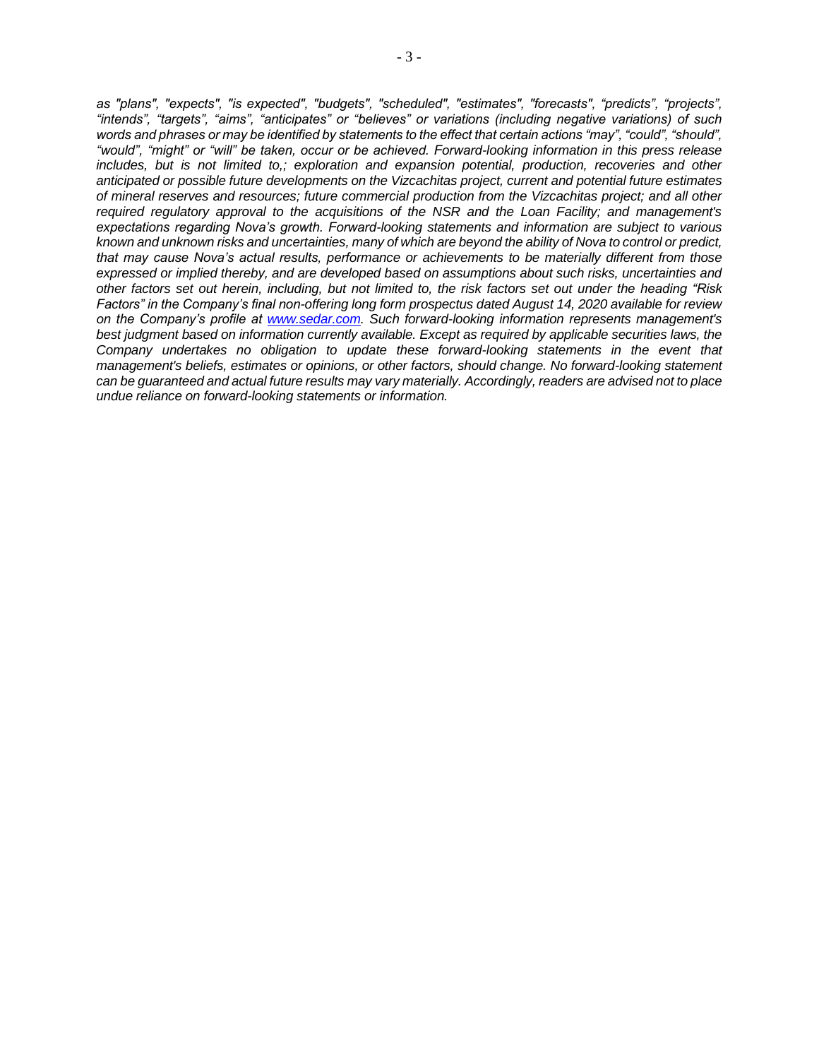*as "plans", "expects", "is expected", "budgets", "scheduled", "estimates", "forecasts", "predicts", "projects", "intends", "targets", "aims", "anticipates" or "believes" or variations (including negative variations) of such words and phrases or may be identified by statements to the effect that certain actions "may", "could", "should", "would", "might" or "will" be taken, occur or be achieved. Forward-looking information in this press release includes, but is not limited to,; exploration and expansion potential, production, recoveries and other anticipated or possible future developments on the Vizcachitas project, current and potential future estimates of mineral reserves and resources; future commercial production from the Vizcachitas project; and all other required regulatory approval to the acquisitions of the NSR and the Loan Facility; and management's expectations regarding Nova's growth. Forward-looking statements and information are subject to various known and unknown risks and uncertainties, many of which are beyond the ability of Nova to control or predict, that may cause Nova's actual results, performance or achievements to be materially different from those expressed or implied thereby, and are developed based on assumptions about such risks, uncertainties and other factors set out herein, including, but not limited to, the risk factors set out under the heading "Risk Factors" in the Company's final non-offering long form prospectus dated August 14, 2020 available for review on the Company's profile at [www.sedar.com](http://www.sedar.com). Such forward-looking information represents management's best judgment based on information currently available. Except as required by applicable securities laws, the Company undertakes no obligation to update these forward-looking statements in the event that management's beliefs, estimates or opinions, or other factors, should change. No forward-looking statement can be guaranteed and actual future results may vary materially. Accordingly, readers are advised not to place undue reliance on forward-looking statements or information.*